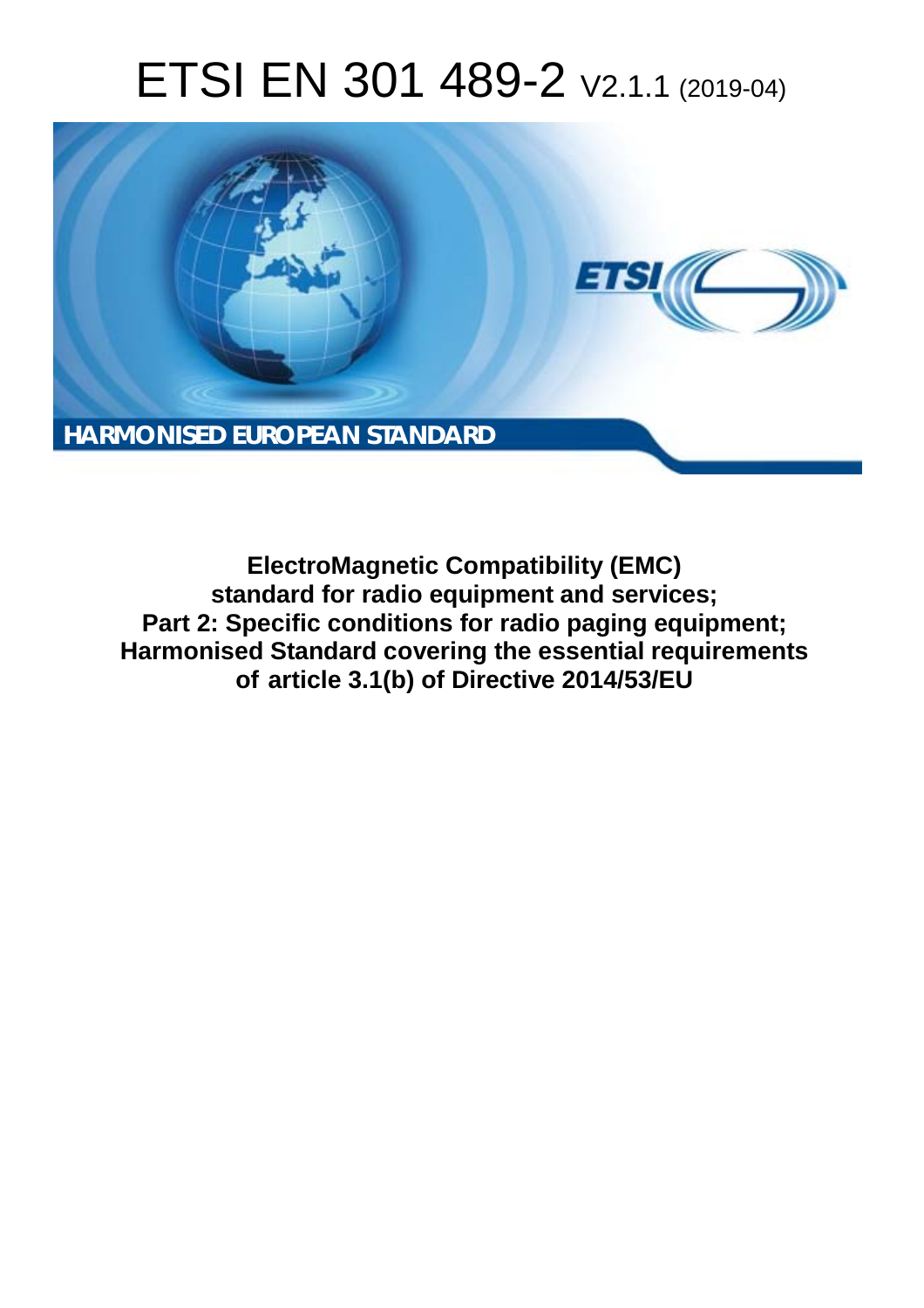# ETSI EN 301 489-2 V2.1.1 (2019-04)

**HARMONISED EUROPEAN STANDARD**

**ElectroMagnetic Compatibility (EMC) standard for radio equipment and services; Part 2: Specific conditions for radio paging equipment; Harmonised Standard covering the essential requirements of article 3.1(b) of Directive 2014/53/EU**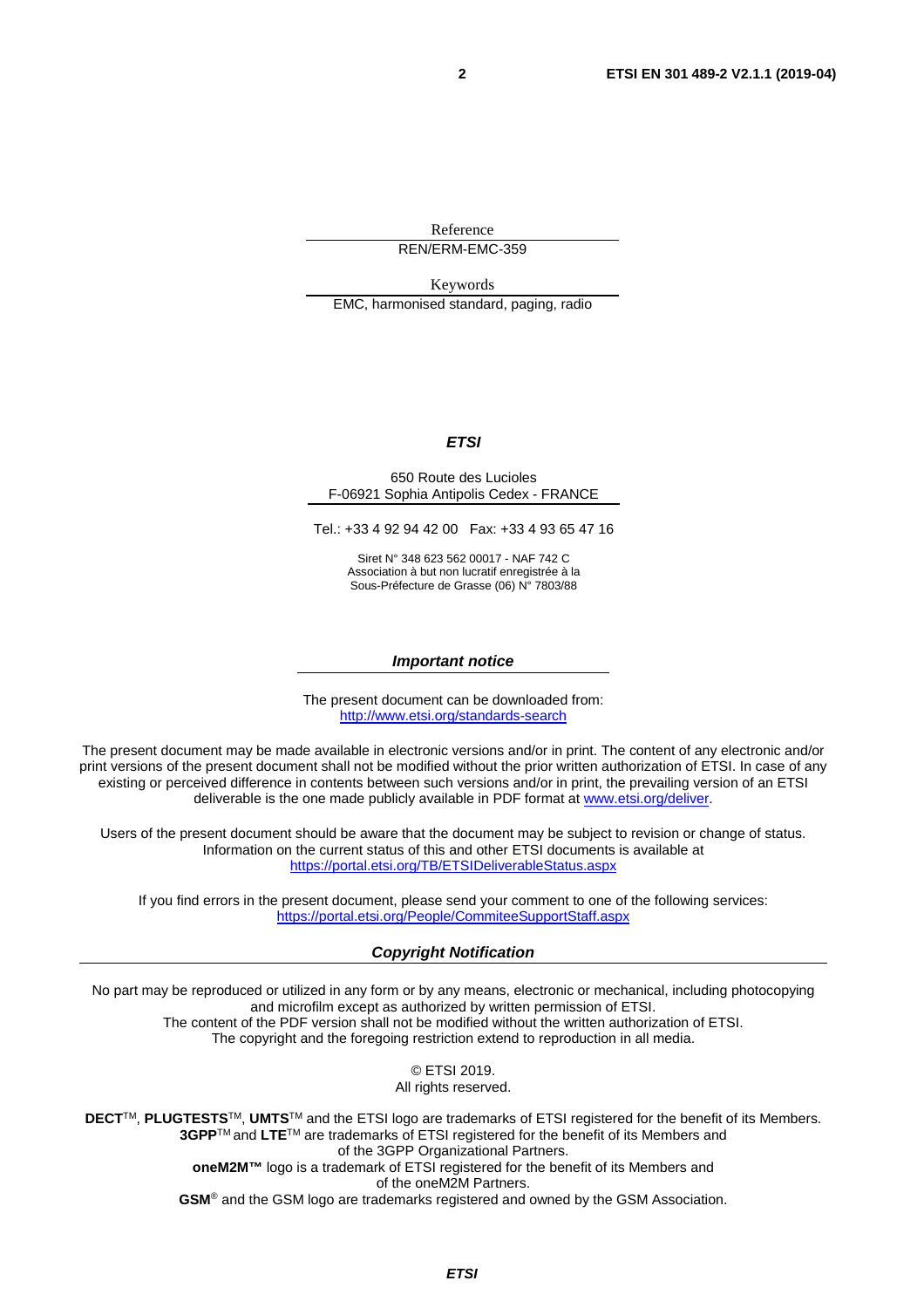Reference

REN/ERM-EMC-359

Keywords

EMC, harmonised standard, paging, radio

***ETSI***

650 Route des Lucioles
F-06921 Sophia Antipolis Cedex - FRANCE

Tel.: +33 4 92 94 42 00   Fax: +33 4 93 65 47 16

Siret N° 348 623 562 00017 - NAF 742 C
Association à but non lucratif enregistrée à la
Sous-Préfecture de Grasse (06) N° 7803/88

***Important notice***

The present document can be downloaded from:
http://www.etsi.org/standards-search

The present document may be made available in electronic versions and/or in print. The content of any electronic and/or print versions of the present document shall not be modified without the prior written authorization of ETSI. In case of any existing or perceived difference in contents between such versions and/or in print, the prevailing version of an ETSI deliverable is the one made publicly available in PDF format at www.etsi.org/deliver.

Users of the present document should be aware that the document may be subject to revision or change of status. Information on the current status of this and other ETSI documents is available at
https://portal.etsi.org/TB/ETSIDeliverableStatus.aspx

If you find errors in the present document, please send your comment to one of the following services:
https://portal.etsi.org/People/CommiteeSupportStaff.aspx

***Copyright Notification***

No part may be reproduced or utilized in any form or by any means, electronic or mechanical, including photocopying and microfilm except as authorized by written permission of ETSI.
The content of the PDF version shall not be modified without the written authorization of ETSI.
The copyright and the foregoing restriction extend to reproduction in all media.

© ETSI 2019.
All rights reserved.

**DECT**™, **PLUGTESTS**™, **UMTS**™ and the ETSI logo are trademarks of ETSI registered for the benefit of its Members.
**3GPP**™ and **LTE**™ are trademarks of ETSI registered for the benefit of its Members and of the 3GPP Organizational Partners.
**oneM2M™** logo is a trademark of ETSI registered for the benefit of its Members and of the oneM2M Partners.
**GSM**® and the GSM logo are trademarks registered and owned by the GSM Association.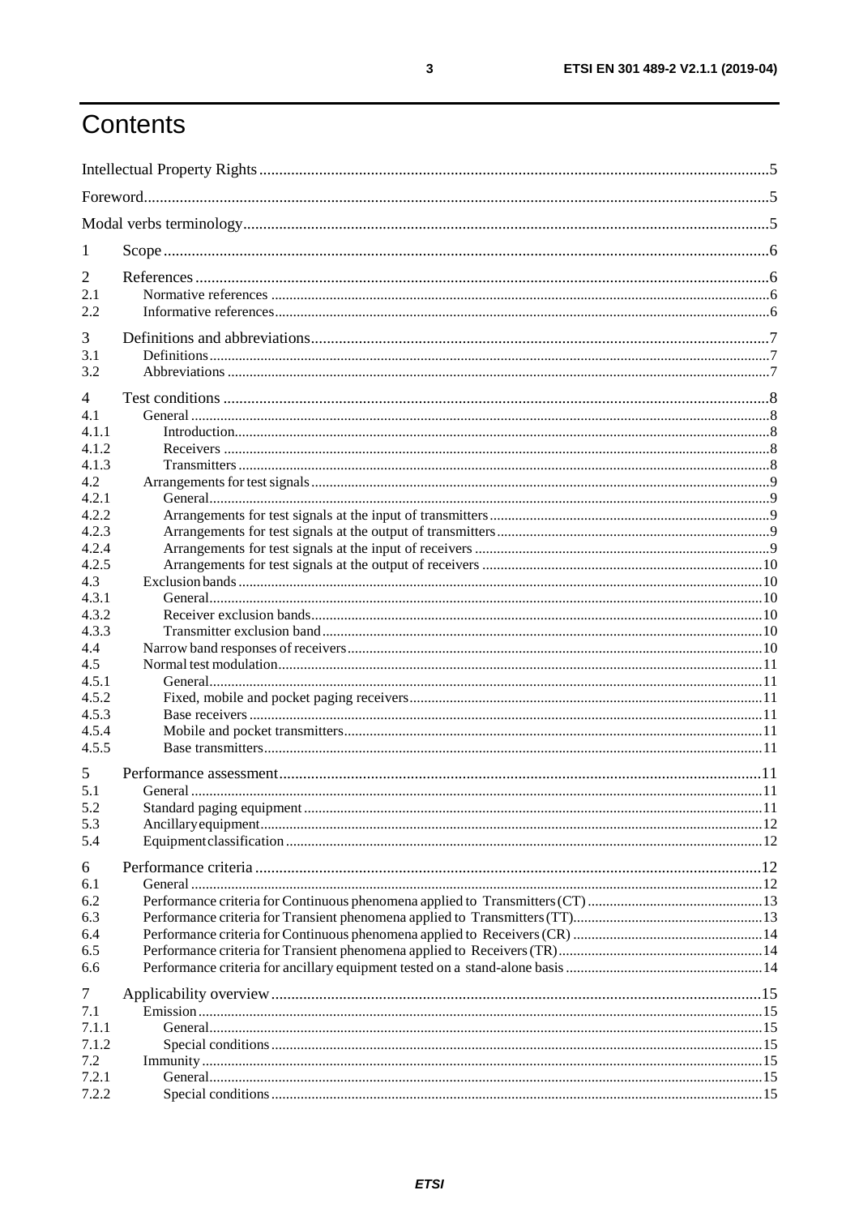# Contents

Intellectual Property Rights ..... 5
Foreword ..... 5
Modal verbs terminology ..... 5
1 Scope ..... 6
2 References ..... 6
2.1 Normative references ..... 6
2.2 Informative references ..... 6
3 Definitions and abbreviations ..... 7
3.1 Definitions ..... 7
3.2 Abbreviations ..... 7
4 Test conditions ..... 8
4.1 General ..... 8
4.1.1 Introduction ..... 8
4.1.2 Receivers ..... 8
4.1.3 Transmitters ..... 8
4.2 Arrangements for test signals ..... 9
4.2.1 General ..... 9
4.2.2 Arrangements for test signals at the input of transmitters ..... 9
4.2.3 Arrangements for test signals at the output of transmitters ..... 9
4.2.4 Arrangements for test signals at the input of receivers ..... 9
4.2.5 Arrangements for test signals at the output of receivers ..... 10
4.3 Exclusion bands ..... 10
4.3.1 General ..... 10
4.3.2 Receiver exclusion bands ..... 10
4.3.3 Transmitter exclusion band ..... 10
4.4 Narrow band responses of receivers ..... 10
4.5 Normal test modulation ..... 11
4.5.1 General ..... 11
4.5.2 Fixed, mobile and pocket paging receivers ..... 11
4.5.3 Base receivers ..... 11
4.5.4 Mobile and pocket transmitters ..... 11
4.5.5 Base transmitters ..... 11
5 Performance assessment ..... 11
5.1 General ..... 11
5.2 Standard paging equipment ..... 11
5.3 Ancillary equipment ..... 12
5.4 Equipment classification ..... 12
6 Performance criteria ..... 12
6.1 General ..... 12
6.2 Performance criteria for Continuous phenomena applied to Transmitters (CT) ..... 13
6.3 Performance criteria for Transient phenomena applied to Transmitters (TT) ..... 13
6.4 Performance criteria for Continuous phenomena applied to Receivers (CR) ..... 14
6.5 Performance criteria for Transient phenomena applied to Receivers (TR) ..... 14
6.6 Performance criteria for ancillary equipment tested on a stand-alone basis ..... 14
7 Applicability overview ..... 15
7.1 Emission ..... 15
7.1.1 General ..... 15
7.1.2 Special conditions ..... 15
7.2 Immunity ..... 15
7.2.1 General ..... 15
7.2.2 Special conditions ..... 15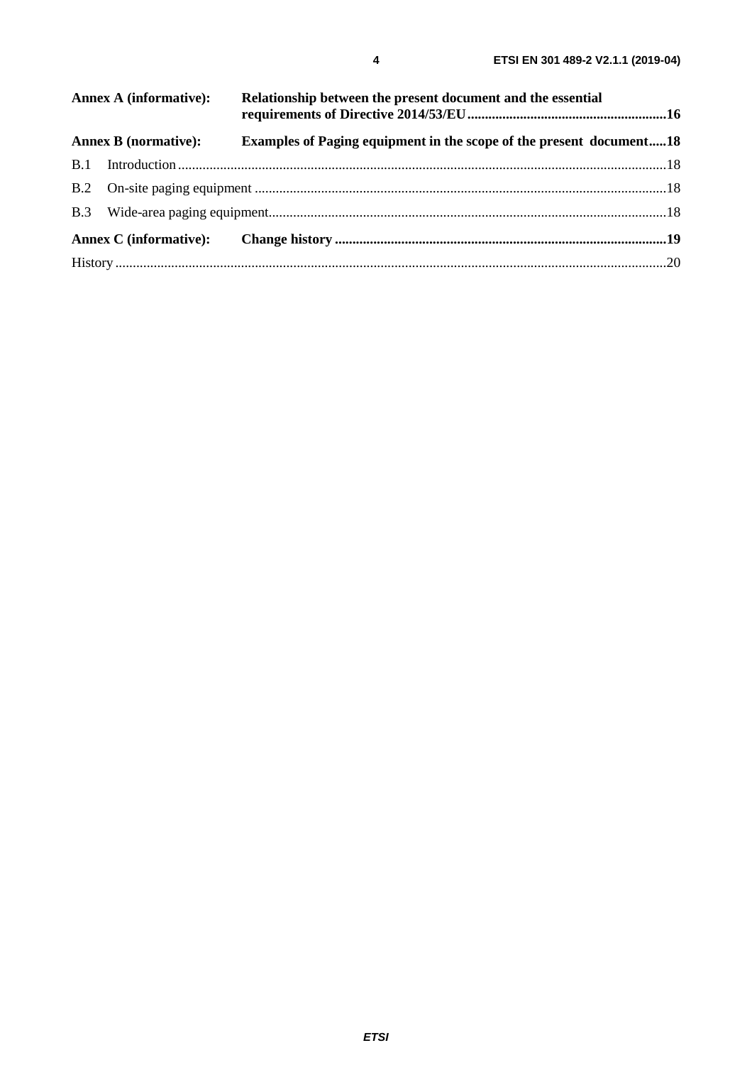**Annex A (informative):** **Relationship between the present document and the essential requirements of Directive 2014/53/EU** ......................................................... **16**

**Annex B (normative):** **Examples of Paging equipment in the scope of the present document** ..... **18**

B.1 Introduction ........................................................................................................................................... 18

B.2 On-site paging equipment ..................................................................................................................... 18

B.3 Wide-area paging equipment................................................................................................................. 18

**Annex C (informative):** **Change history** .............................................................................................. **19**

History ............................................................................................................................................................ 20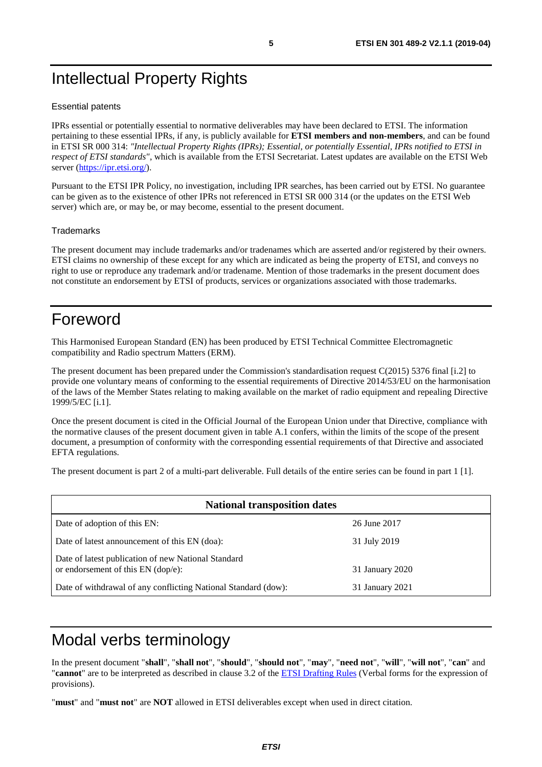# Intellectual Property Rights

## Essential patents

IPRs essential or potentially essential to normative deliverables may have been declared to ETSI. The information pertaining to these essential IPRs, if any, is publicly available for **ETSI members and non-members**, and can be found in ETSI SR 000 314: *"Intellectual Property Rights (IPRs); Essential, or potentially Essential, IPRs notified to ETSI in respect of ETSI standards"*, which is available from the ETSI Secretariat. Latest updates are available on the ETSI Web server (https://ipr.etsi.org/).

Pursuant to the ETSI IPR Policy, no investigation, including IPR searches, has been carried out by ETSI. No guarantee can be given as to the existence of other IPRs not referenced in ETSI SR 000 314 (or the updates on the ETSI Web server) which are, or may be, or may become, essential to the present document.

## Trademarks

The present document may include trademarks and/or tradenames which are asserted and/or registered by their owners. ETSI claims no ownership of these except for any which are indicated as being the property of ETSI, and conveys no right to use or reproduce any trademark and/or tradename. Mention of those trademarks in the present document does not constitute an endorsement by ETSI of products, services or organizations associated with those trademarks.

# Foreword

This Harmonised European Standard (EN) has been produced by ETSI Technical Committee Electromagnetic compatibility and Radio spectrum Matters (ERM).

The present document has been prepared under the Commission's standardisation request C(2015) 5376 final [i.2] to provide one voluntary means of conforming to the essential requirements of Directive 2014/53/EU on the harmonisation of the laws of the Member States relating to making available on the market of radio equipment and repealing Directive 1999/5/EC [i.1].

Once the present document is cited in the Official Journal of the European Union under that Directive, compliance with the normative clauses of the present document given in table A.1 confers, within the limits of the scope of the present document, a presumption of conformity with the corresponding essential requirements of that Directive and associated EFTA regulations.

The present document is part 2 of a multi-part deliverable. Full details of the entire series can be found in part 1 [1].

| **National transposition dates** | |
|---|---|
| Date of adoption of this EN: | 26 June 2017 |
| Date of latest announcement of this EN (doa): | 31 July 2019 |
| Date of latest publication of new National Standard or endorsement of this EN (dop/e): | 31 January 2020 |
| Date of withdrawal of any conflicting National Standard (dow): | 31 January 2021 |

# Modal verbs terminology

In the present document "**shall**", "**shall not**", "**should**", "**should not**", "**may**", "**need not**", "**will**", "**will not**", "**can**" and "**cannot**" are to be interpreted as described in clause 3.2 of the ETSI Drafting Rules (Verbal forms for the expression of provisions).

"**must**" and "**must not**" are **NOT** allowed in ETSI deliverables except when used in direct citation.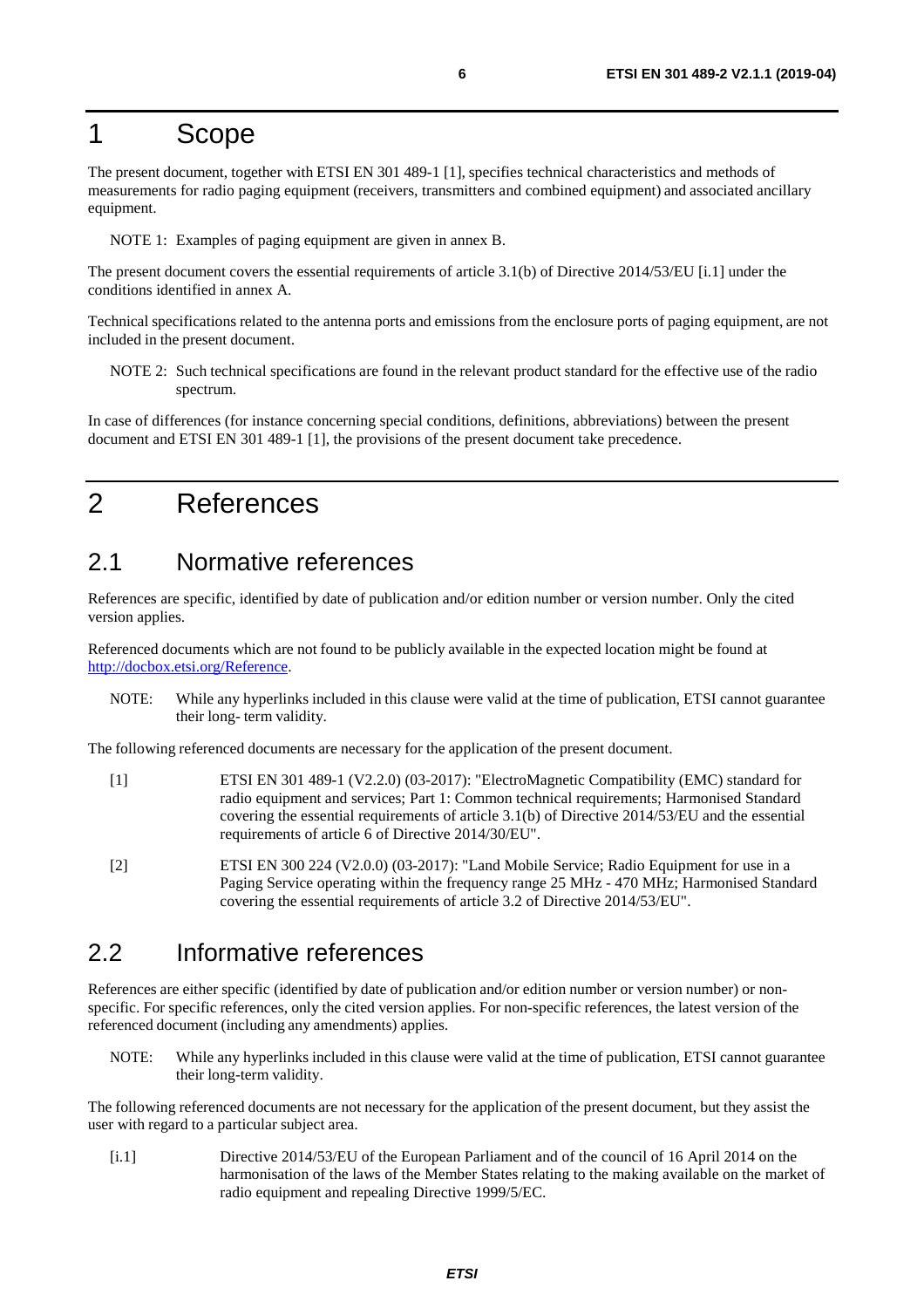# 1 Scope

The present document, together with ETSI EN 301 489-1 [1], specifies technical characteristics and methods of measurements for radio paging equipment (receivers, transmitters and combined equipment) and associated ancillary equipment.

NOTE 1: Examples of paging equipment are given in annex B.

The present document covers the essential requirements of article 3.1(b) of Directive 2014/53/EU [i.1] under the conditions identified in annex A.

Technical specifications related to the antenna ports and emissions from the enclosure ports of paging equipment, are not included in the present document.

NOTE 2: Such technical specifications are found in the relevant product standard for the effective use of the radio spectrum.

In case of differences (for instance concerning special conditions, definitions, abbreviations) between the present document and ETSI EN 301 489-1 [1], the provisions of the present document take precedence.

# 2 References

## 2.1 Normative references

References are specific, identified by date of publication and/or edition number or version number. Only the cited version applies.

Referenced documents which are not found to be publicly available in the expected location might be found at http://docbox.etsi.org/Reference.

NOTE: While any hyperlinks included in this clause were valid at the time of publication, ETSI cannot guarantee their long- term validity.

The following referenced documents are necessary for the application of the present document.

[1] ETSI EN 301 489-1 (V2.2.0) (03-2017): "ElectroMagnetic Compatibility (EMC) standard for radio equipment and services; Part 1: Common technical requirements; Harmonised Standard covering the essential requirements of article 3.1(b) of Directive 2014/53/EU and the essential requirements of article 6 of Directive 2014/30/EU".

[2] ETSI EN 300 224 (V2.0.0) (03-2017): "Land Mobile Service; Radio Equipment for use in a Paging Service operating within the frequency range 25 MHz - 470 MHz; Harmonised Standard covering the essential requirements of article 3.2 of Directive 2014/53/EU".

## 2.2 Informative references

References are either specific (identified by date of publication and/or edition number or version number) or non-specific. For specific references, only the cited version applies. For non-specific references, the latest version of the referenced document (including any amendments) applies.

NOTE: While any hyperlinks included in this clause were valid at the time of publication, ETSI cannot guarantee their long-term validity.

The following referenced documents are not necessary for the application of the present document, but they assist the user with regard to a particular subject area.

[i.1] Directive 2014/53/EU of the European Parliament and of the council of 16 April 2014 on the harmonisation of the laws of the Member States relating to the making available on the market of radio equipment and repealing Directive 1999/5/EC.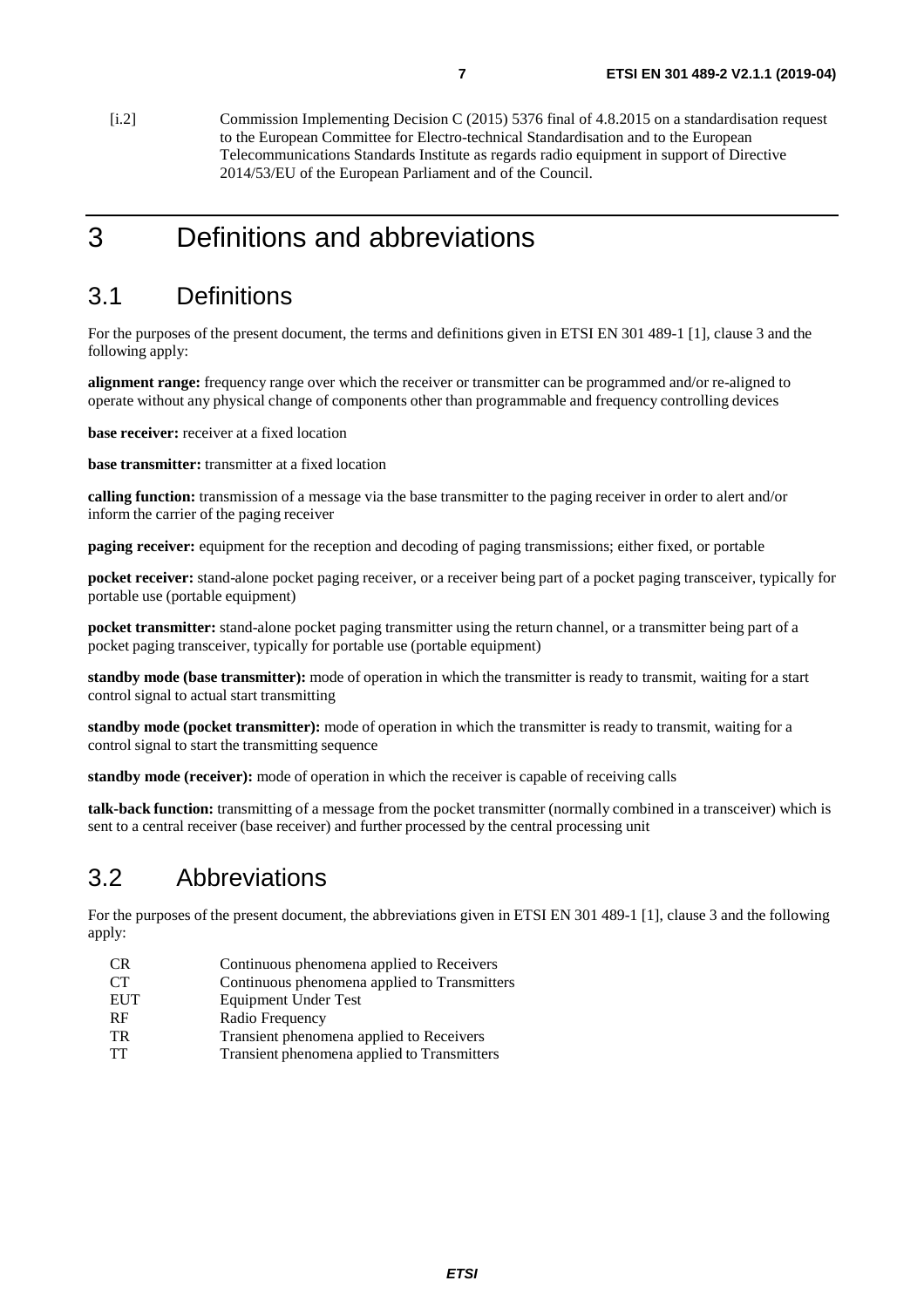[i.2] Commission Implementing Decision C (2015) 5376 final of 4.8.2015 on a standardisation request to the European Committee for Electro-technical Standardisation and to the European Telecommunications Standards Institute as regards radio equipment in support of Directive 2014/53/EU of the European Parliament and of the Council.

# 3 Definitions and abbreviations

## 3.1 Definitions

For the purposes of the present document, the terms and definitions given in ETSI EN 301 489-1 [1], clause 3 and the following apply:

**alignment range:** frequency range over which the receiver or transmitter can be programmed and/or re-aligned to operate without any physical change of components other than programmable and frequency controlling devices

**base receiver:** receiver at a fixed location

**base transmitter:** transmitter at a fixed location

**calling function:** transmission of a message via the base transmitter to the paging receiver in order to alert and/or inform the carrier of the paging receiver

**paging receiver:** equipment for the reception and decoding of paging transmissions; either fixed, or portable

**pocket receiver:** stand-alone pocket paging receiver, or a receiver being part of a pocket paging transceiver, typically for portable use (portable equipment)

**pocket transmitter:** stand-alone pocket paging transmitter using the return channel, or a transmitter being part of a pocket paging transceiver, typically for portable use (portable equipment)

**standby mode (base transmitter):** mode of operation in which the transmitter is ready to transmit, waiting for a start control signal to actual start transmitting

**standby mode (pocket transmitter):** mode of operation in which the transmitter is ready to transmit, waiting for a control signal to start the transmitting sequence

**standby mode (receiver):** mode of operation in which the receiver is capable of receiving calls

**talk-back function:** transmitting of a message from the pocket transmitter (normally combined in a transceiver) which is sent to a central receiver (base receiver) and further processed by the central processing unit

## 3.2 Abbreviations

For the purposes of the present document, the abbreviations given in ETSI EN 301 489-1 [1], clause 3 and the following apply:

| | |
|---|---|
| CR | Continuous phenomena applied to Receivers |
| CT | Continuous phenomena applied to Transmitters |
| EUT | Equipment Under Test |
| RF | Radio Frequency |
| TR | Transient phenomena applied to Receivers |
| TT | Transient phenomena applied to Transmitters |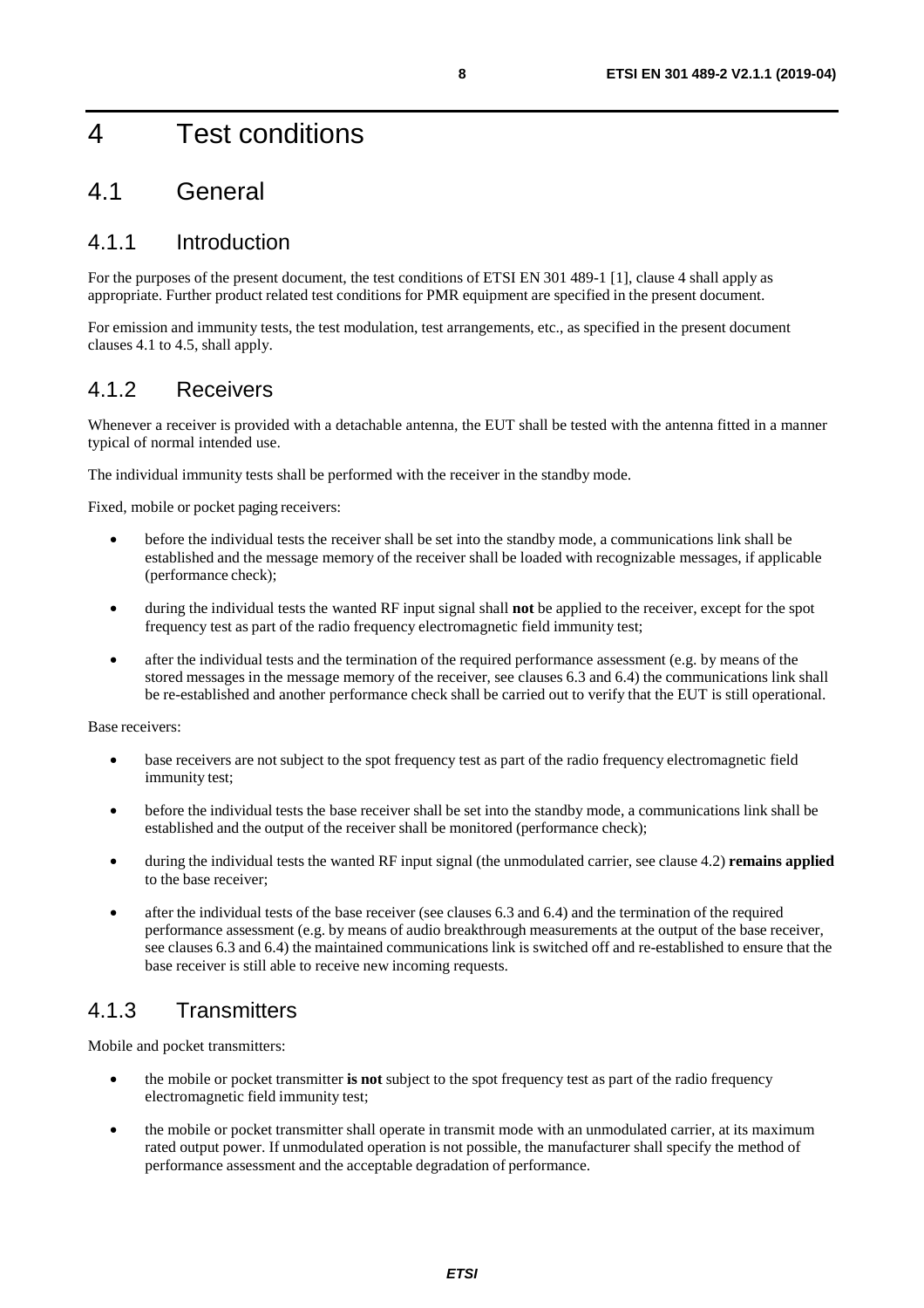# 4 Test conditions

## 4.1 General

### 4.1.1 Introduction

For the purposes of the present document, the test conditions of ETSI EN 301 489-1 [1], clause 4 shall apply as appropriate. Further product related test conditions for PMR equipment are specified in the present document.

For emission and immunity tests, the test modulation, test arrangements, etc., as specified in the present document clauses 4.1 to 4.5, shall apply.

### 4.1.2 Receivers

Whenever a receiver is provided with a detachable antenna, the EUT shall be tested with the antenna fitted in a manner typical of normal intended use.

The individual immunity tests shall be performed with the receiver in the standby mode.

Fixed, mobile or pocket paging receivers:

- before the individual tests the receiver shall be set into the standby mode, a communications link shall be established and the message memory of the receiver shall be loaded with recognizable messages, if applicable (performance check);
- during the individual tests the wanted RF input signal shall **not** be applied to the receiver, except for the spot frequency test as part of the radio frequency electromagnetic field immunity test;
- after the individual tests and the termination of the required performance assessment (e.g. by means of the stored messages in the message memory of the receiver, see clauses 6.3 and 6.4) the communications link shall be re-established and another performance check shall be carried out to verify that the EUT is still operational.

Base receivers:

- base receivers are not subject to the spot frequency test as part of the radio frequency electromagnetic field immunity test;
- before the individual tests the base receiver shall be set into the standby mode, a communications link shall be established and the output of the receiver shall be monitored (performance check);
- during the individual tests the wanted RF input signal (the unmodulated carrier, see clause 4.2) **remains applied** to the base receiver;
- after the individual tests of the base receiver (see clauses 6.3 and 6.4) and the termination of the required performance assessment (e.g. by means of audio breakthrough measurements at the output of the base receiver, see clauses 6.3 and 6.4) the maintained communications link is switched off and re-established to ensure that the base receiver is still able to receive new incoming requests.

### 4.1.3 Transmitters

Mobile and pocket transmitters:

- the mobile or pocket transmitter **is not** subject to the spot frequency test as part of the radio frequency electromagnetic field immunity test;
- the mobile or pocket transmitter shall operate in transmit mode with an unmodulated carrier, at its maximum rated output power. If unmodulated operation is not possible, the manufacturer shall specify the method of performance assessment and the acceptable degradation of performance.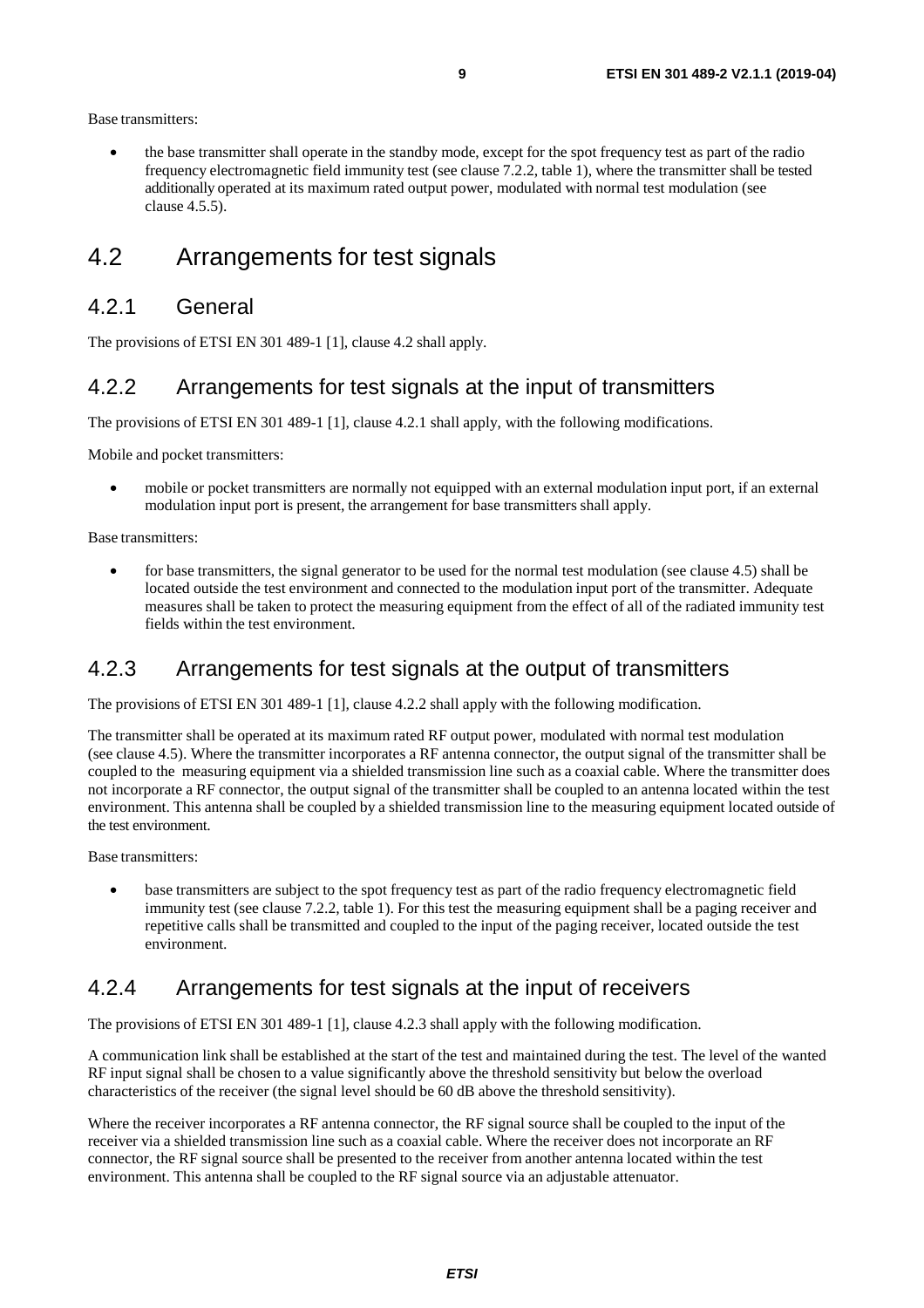Base transmitters:

- the base transmitter shall operate in the standby mode, except for the spot frequency test as part of the radio frequency electromagnetic field immunity test (see clause 7.2.2, table 1), where the transmitter shall be tested additionally operated at its maximum rated output power, modulated with normal test modulation (see clause 4.5.5).

# 4.2 Arrangements for test signals

## 4.2.1 General

The provisions of ETSI EN 301 489-1 [1], clause 4.2 shall apply.

## 4.2.2 Arrangements for test signals at the input of transmitters

The provisions of ETSI EN 301 489-1 [1], clause 4.2.1 shall apply, with the following modifications.

Mobile and pocket transmitters:

- mobile or pocket transmitters are normally not equipped with an external modulation input port, if an external modulation input port is present, the arrangement for base transmitters shall apply.

Base transmitters:

- for base transmitters, the signal generator to be used for the normal test modulation (see clause 4.5) shall be located outside the test environment and connected to the modulation input port of the transmitter. Adequate measures shall be taken to protect the measuring equipment from the effect of all of the radiated immunity test fields within the test environment.

## 4.2.3 Arrangements for test signals at the output of transmitters

The provisions of ETSI EN 301 489-1 [1], clause 4.2.2 shall apply with the following modification.

The transmitter shall be operated at its maximum rated RF output power, modulated with normal test modulation (see clause 4.5). Where the transmitter incorporates a RF antenna connector, the output signal of the transmitter shall be coupled to the measuring equipment via a shielded transmission line such as a coaxial cable. Where the transmitter does not incorporate a RF connector, the output signal of the transmitter shall be coupled to an antenna located within the test environment. This antenna shall be coupled by a shielded transmission line to the measuring equipment located outside of the test environment.

Base transmitters:

- base transmitters are subject to the spot frequency test as part of the radio frequency electromagnetic field immunity test (see clause 7.2.2, table 1). For this test the measuring equipment shall be a paging receiver and repetitive calls shall be transmitted and coupled to the input of the paging receiver, located outside the test environment.

## 4.2.4 Arrangements for test signals at the input of receivers

The provisions of ETSI EN 301 489-1 [1], clause 4.2.3 shall apply with the following modification.

A communication link shall be established at the start of the test and maintained during the test. The level of the wanted RF input signal shall be chosen to a value significantly above the threshold sensitivity but below the overload characteristics of the receiver (the signal level should be 60 dB above the threshold sensitivity).

Where the receiver incorporates a RF antenna connector, the RF signal source shall be coupled to the input of the receiver via a shielded transmission line such as a coaxial cable. Where the receiver does not incorporate an RF connector, the RF signal source shall be presented to the receiver from another antenna located within the test environment. This antenna shall be coupled to the RF signal source via an adjustable attenuator.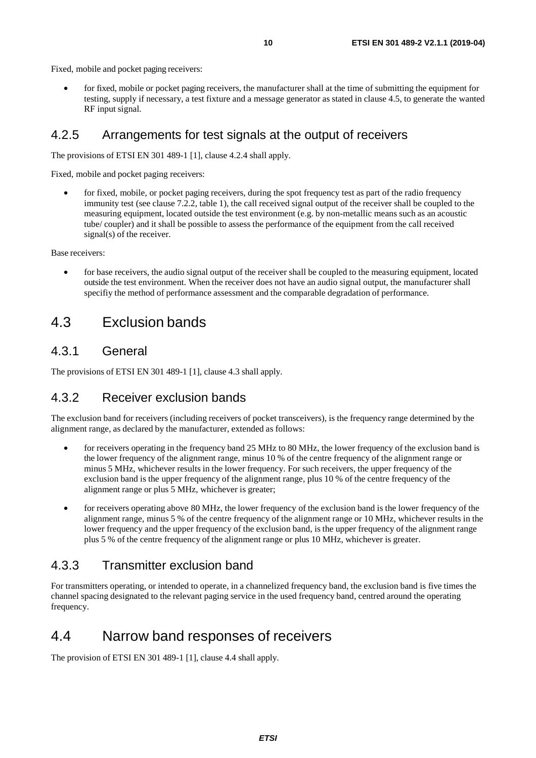Fixed, mobile and pocket paging receivers:

- for fixed, mobile or pocket paging receivers, the manufacturer shall at the time of submitting the equipment for testing, supply if necessary, a test fixture and a message generator as stated in clause 4.5, to generate the wanted RF input signal.

### 4.2.5 Arrangements for test signals at the output of receivers

The provisions of ETSI EN 301 489-1 [1], clause 4.2.4 shall apply.

Fixed, mobile and pocket paging receivers:

- for fixed, mobile, or pocket paging receivers, during the spot frequency test as part of the radio frequency immunity test (see clause 7.2.2, table 1), the call received signal output of the receiver shall be coupled to the measuring equipment, located outside the test environment (e.g. by non-metallic means such as an acoustic tube/ coupler) and it shall be possible to assess the performance of the equipment from the call received signal(s) of the receiver.

Base receivers:

- for base receivers, the audio signal output of the receiver shall be coupled to the measuring equipment, located outside the test environment. When the receiver does not have an audio signal output, the manufacturer shall specifiy the method of performance assessment and the comparable degradation of performance.

## 4.3 Exclusion bands

### 4.3.1 General

The provisions of ETSI EN 301 489-1 [1], clause 4.3 shall apply.

### 4.3.2 Receiver exclusion bands

The exclusion band for receivers (including receivers of pocket transceivers), is the frequency range determined by the alignment range, as declared by the manufacturer, extended as follows:

- for receivers operating in the frequency band 25 MHz to 80 MHz, the lower frequency of the exclusion band is the lower frequency of the alignment range, minus 10 % of the centre frequency of the alignment range or minus 5 MHz, whichever results in the lower frequency. For such receivers, the upper frequency of the exclusion band is the upper frequency of the alignment range, plus 10 % of the centre frequency of the alignment range or plus 5 MHz, whichever is greater;
- for receivers operating above 80 MHz, the lower frequency of the exclusion band is the lower frequency of the alignment range, minus 5 % of the centre frequency of the alignment range or 10 MHz, whichever results in the lower frequency and the upper frequency of the exclusion band, is the upper frequency of the alignment range plus 5 % of the centre frequency of the alignment range or plus 10 MHz, whichever is greater.

### 4.3.3 Transmitter exclusion band

For transmitters operating, or intended to operate, in a channelized frequency band, the exclusion band is five times the channel spacing designated to the relevant paging service in the used frequency band, centred around the operating frequency.

## 4.4 Narrow band responses of receivers

The provision of ETSI EN 301 489-1 [1], clause 4.4 shall apply.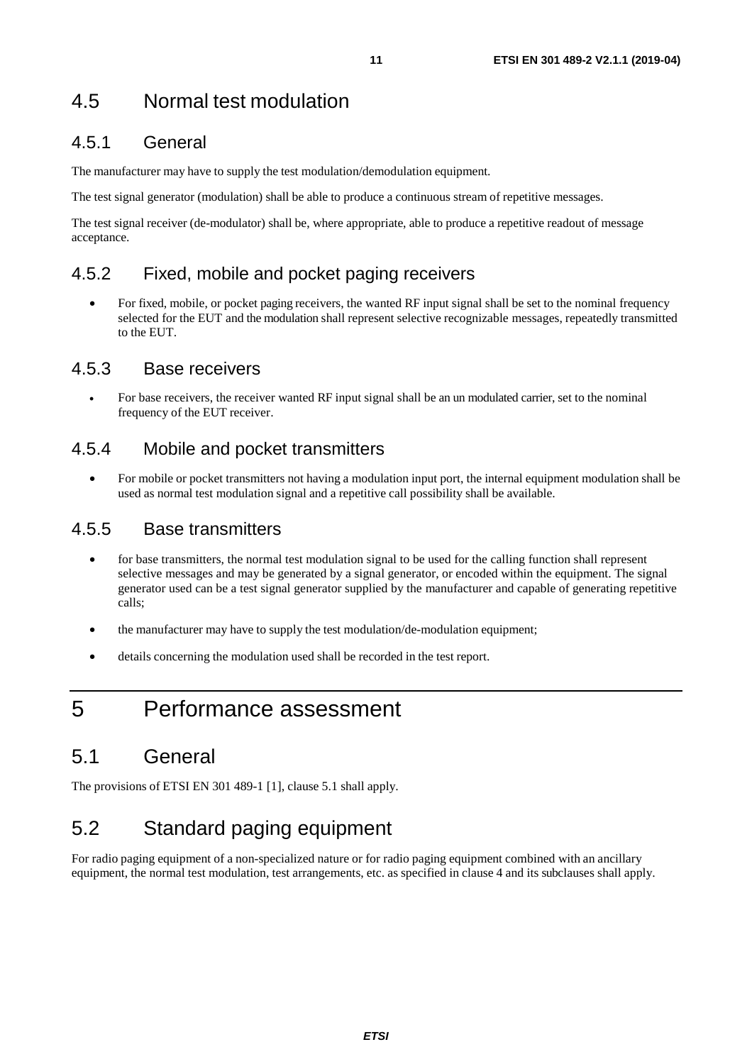## 4.5 Normal test modulation

### 4.5.1 General

The manufacturer may have to supply the test modulation/demodulation equipment.

The test signal generator (modulation) shall be able to produce a continuous stream of repetitive messages.

The test signal receiver (de-modulator) shall be, where appropriate, able to produce a repetitive readout of message acceptance.

### 4.5.2 Fixed, mobile and pocket paging receivers

- For fixed, mobile, or pocket paging receivers, the wanted RF input signal shall be set to the nominal frequency selected for the EUT and the modulation shall represent selective recognizable messages, repeatedly transmitted to the EUT.

### 4.5.3 Base receivers

- For base receivers, the receiver wanted RF input signal shall be an un modulated carrier, set to the nominal frequency of the EUT receiver.

### 4.5.4 Mobile and pocket transmitters

- For mobile or pocket transmitters not having a modulation input port, the internal equipment modulation shall be used as normal test modulation signal and a repetitive call possibility shall be available.

### 4.5.5 Base transmitters

- for base transmitters, the normal test modulation signal to be used for the calling function shall represent selective messages and may be generated by a signal generator, or encoded within the equipment. The signal generator used can be a test signal generator supplied by the manufacturer and capable of generating repetitive calls;
- the manufacturer may have to supply the test modulation/de-modulation equipment;
- details concerning the modulation used shall be recorded in the test report.

# 5 Performance assessment

## 5.1 General

The provisions of ETSI EN 301 489-1 [1], clause 5.1 shall apply.

## 5.2 Standard paging equipment

For radio paging equipment of a non-specialized nature or for radio paging equipment combined with an ancillary equipment, the normal test modulation, test arrangements, etc. as specified in clause 4 and its subclauses shall apply.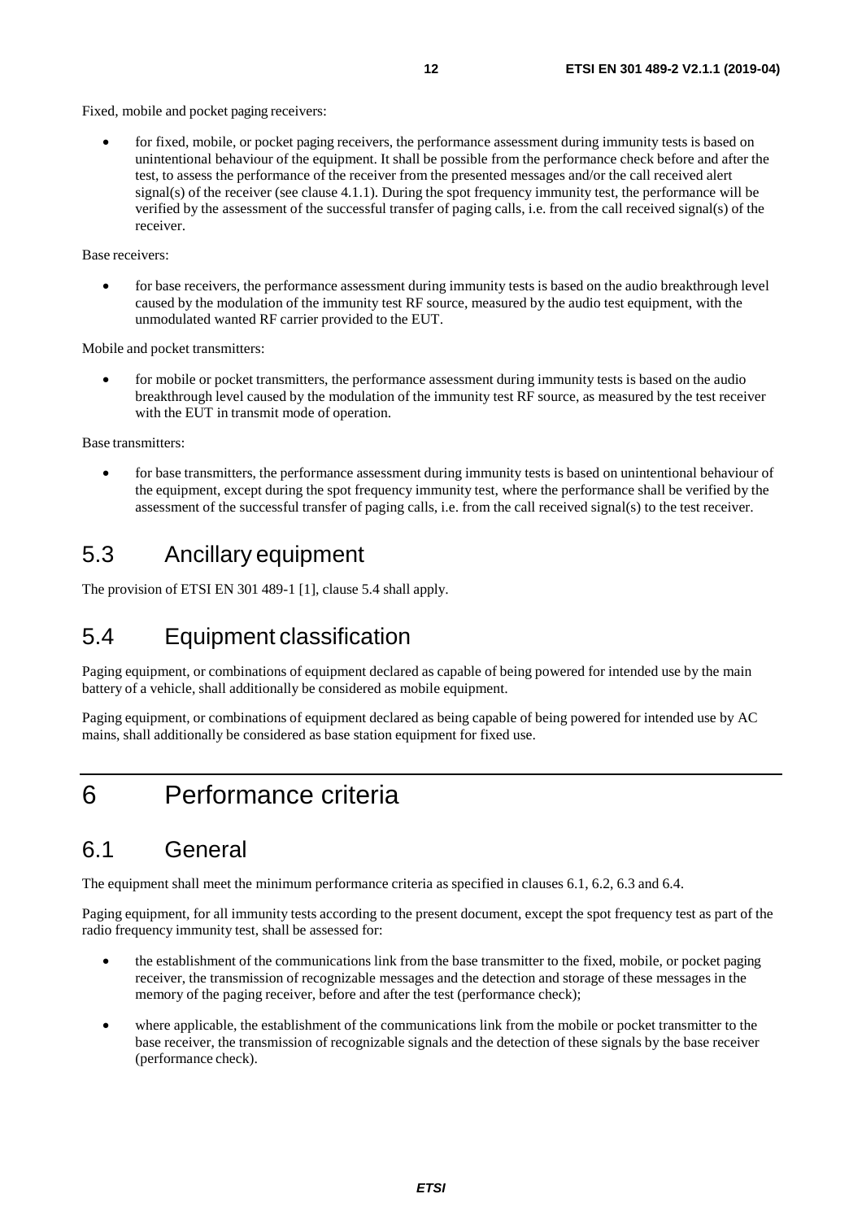Fixed, mobile and pocket paging receivers:

- for fixed, mobile, or pocket paging receivers, the performance assessment during immunity tests is based on unintentional behaviour of the equipment. It shall be possible from the performance check before and after the test, to assess the performance of the receiver from the presented messages and/or the call received alert signal(s) of the receiver (see clause 4.1.1). During the spot frequency immunity test, the performance will be verified by the assessment of the successful transfer of paging calls, i.e. from the call received signal(s) of the receiver.

Base receivers:

- for base receivers, the performance assessment during immunity tests is based on the audio breakthrough level caused by the modulation of the immunity test RF source, measured by the audio test equipment, with the unmodulated wanted RF carrier provided to the EUT.

Mobile and pocket transmitters:

- for mobile or pocket transmitters, the performance assessment during immunity tests is based on the audio breakthrough level caused by the modulation of the immunity test RF source, as measured by the test receiver with the EUT in transmit mode of operation.

Base transmitters:

- for base transmitters, the performance assessment during immunity tests is based on unintentional behaviour of the equipment, except during the spot frequency immunity test, where the performance shall be verified by the assessment of the successful transfer of paging calls, i.e. from the call received signal(s) to the test receiver.

## 5.3 Ancillary equipment

The provision of ETSI EN 301 489-1 [1], clause 5.4 shall apply.

## 5.4 Equipment classification

Paging equipment, or combinations of equipment declared as capable of being powered for intended use by the main battery of a vehicle, shall additionally be considered as mobile equipment.

Paging equipment, or combinations of equipment declared as being capable of being powered for intended use by AC mains, shall additionally be considered as base station equipment for fixed use.

# 6 Performance criteria

## 6.1 General

The equipment shall meet the minimum performance criteria as specified in clauses 6.1, 6.2, 6.3 and 6.4.

Paging equipment, for all immunity tests according to the present document, except the spot frequency test as part of the radio frequency immunity test, shall be assessed for:

- the establishment of the communications link from the base transmitter to the fixed, mobile, or pocket paging receiver, the transmission of recognizable messages and the detection and storage of these messages in the memory of the paging receiver, before and after the test (performance check);
- where applicable, the establishment of the communications link from the mobile or pocket transmitter to the base receiver, the transmission of recognizable signals and the detection of these signals by the base receiver (performance check).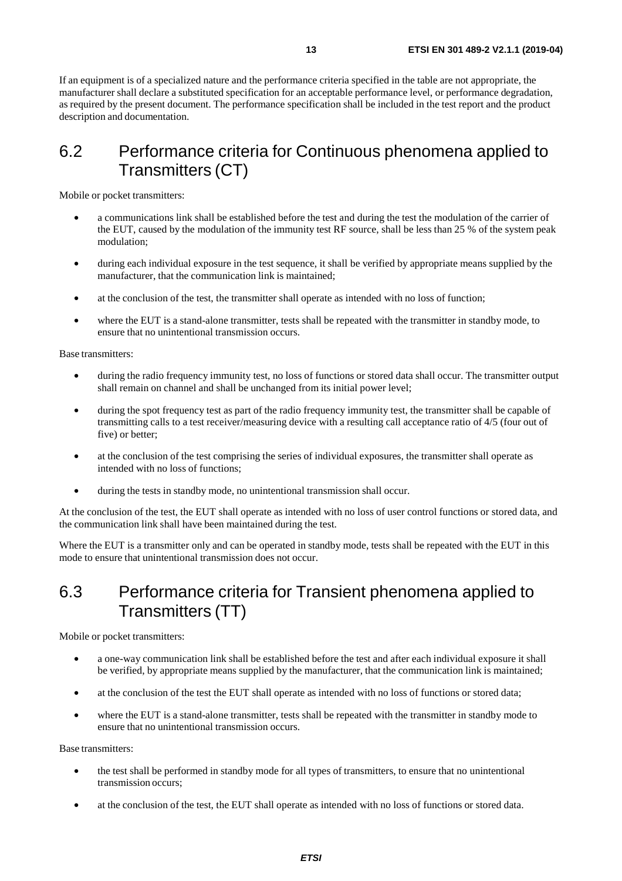If an equipment is of a specialized nature and the performance criteria specified in the table are not appropriate, the manufacturer shall declare a substituted specification for an acceptable performance level, or performance degradation, as required by the present document. The performance specification shall be included in the test report and the product description and documentation.

## 6.2 Performance criteria for Continuous phenomena applied to Transmitters (CT)

Mobile or pocket transmitters:

- a communications link shall be established before the test and during the test the modulation of the carrier of the EUT, caused by the modulation of the immunity test RF source, shall be less than 25 % of the system peak modulation;
- during each individual exposure in the test sequence, it shall be verified by appropriate means supplied by the manufacturer, that the communication link is maintained;
- at the conclusion of the test, the transmitter shall operate as intended with no loss of function;
- where the EUT is a stand-alone transmitter, tests shall be repeated with the transmitter in standby mode, to ensure that no unintentional transmission occurs.

Base transmitters:

- during the radio frequency immunity test, no loss of functions or stored data shall occur. The transmitter output shall remain on channel and shall be unchanged from its initial power level;
- during the spot frequency test as part of the radio frequency immunity test, the transmitter shall be capable of transmitting calls to a test receiver/measuring device with a resulting call acceptance ratio of 4/5 (four out of five) or better;
- at the conclusion of the test comprising the series of individual exposures, the transmitter shall operate as intended with no loss of functions;
- during the tests in standby mode, no unintentional transmission shall occur.

At the conclusion of the test, the EUT shall operate as intended with no loss of user control functions or stored data, and the communication link shall have been maintained during the test.

Where the EUT is a transmitter only and can be operated in standby mode, tests shall be repeated with the EUT in this mode to ensure that unintentional transmission does not occur.

## 6.3 Performance criteria for Transient phenomena applied to Transmitters (TT)

Mobile or pocket transmitters:

- a one-way communication link shall be established before the test and after each individual exposure it shall be verified, by appropriate means supplied by the manufacturer, that the communication link is maintained;
- at the conclusion of the test the EUT shall operate as intended with no loss of functions or stored data;
- where the EUT is a stand-alone transmitter, tests shall be repeated with the transmitter in standby mode to ensure that no unintentional transmission occurs.

Base transmitters:

- the test shall be performed in standby mode for all types of transmitters, to ensure that no unintentional transmission occurs;
- at the conclusion of the test, the EUT shall operate as intended with no loss of functions or stored data.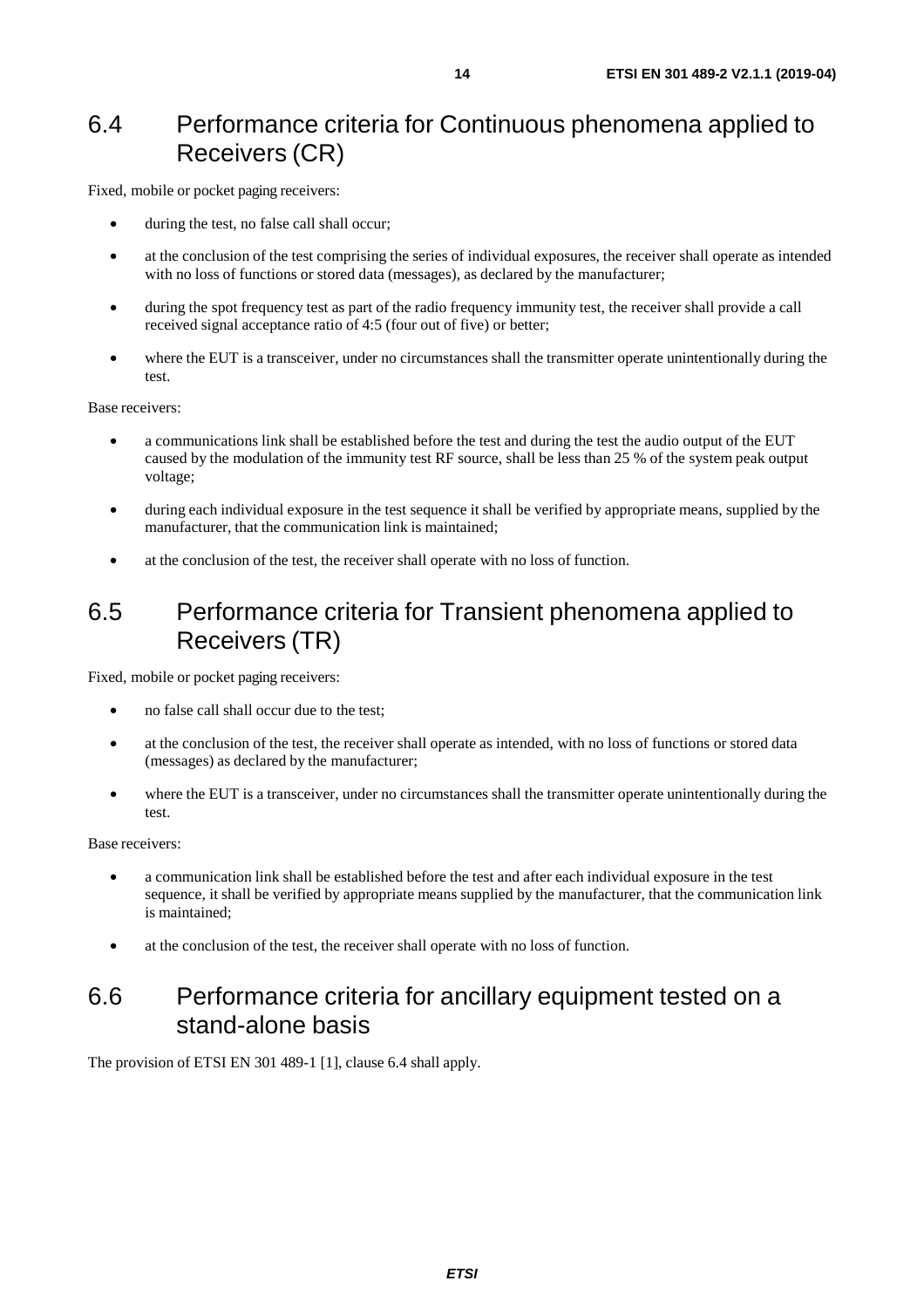## 6.4 Performance criteria for Continuous phenomena applied to Receivers (CR)

Fixed, mobile or pocket paging receivers:

- during the test, no false call shall occur;
- at the conclusion of the test comprising the series of individual exposures, the receiver shall operate as intended with no loss of functions or stored data (messages), as declared by the manufacturer;
- during the spot frequency test as part of the radio frequency immunity test, the receiver shall provide a call received signal acceptance ratio of 4:5 (four out of five) or better;
- where the EUT is a transceiver, under no circumstances shall the transmitter operate unintentionally during the test.

Base receivers:

- a communications link shall be established before the test and during the test the audio output of the EUT caused by the modulation of the immunity test RF source, shall be less than 25 % of the system peak output voltage;
- during each individual exposure in the test sequence it shall be verified by appropriate means, supplied by the manufacturer, that the communication link is maintained;
- at the conclusion of the test, the receiver shall operate with no loss of function.

## 6.5 Performance criteria for Transient phenomena applied to Receivers (TR)

Fixed, mobile or pocket paging receivers:

- no false call shall occur due to the test;
- at the conclusion of the test, the receiver shall operate as intended, with no loss of functions or stored data (messages) as declared by the manufacturer;
- where the EUT is a transceiver, under no circumstances shall the transmitter operate unintentionally during the test.

Base receivers:

- a communication link shall be established before the test and after each individual exposure in the test sequence, it shall be verified by appropriate means supplied by the manufacturer, that the communication link is maintained;
- at the conclusion of the test, the receiver shall operate with no loss of function.

## 6.6 Performance criteria for ancillary equipment tested on a stand-alone basis

The provision of ETSI EN 301 489-1 [1], clause 6.4 shall apply.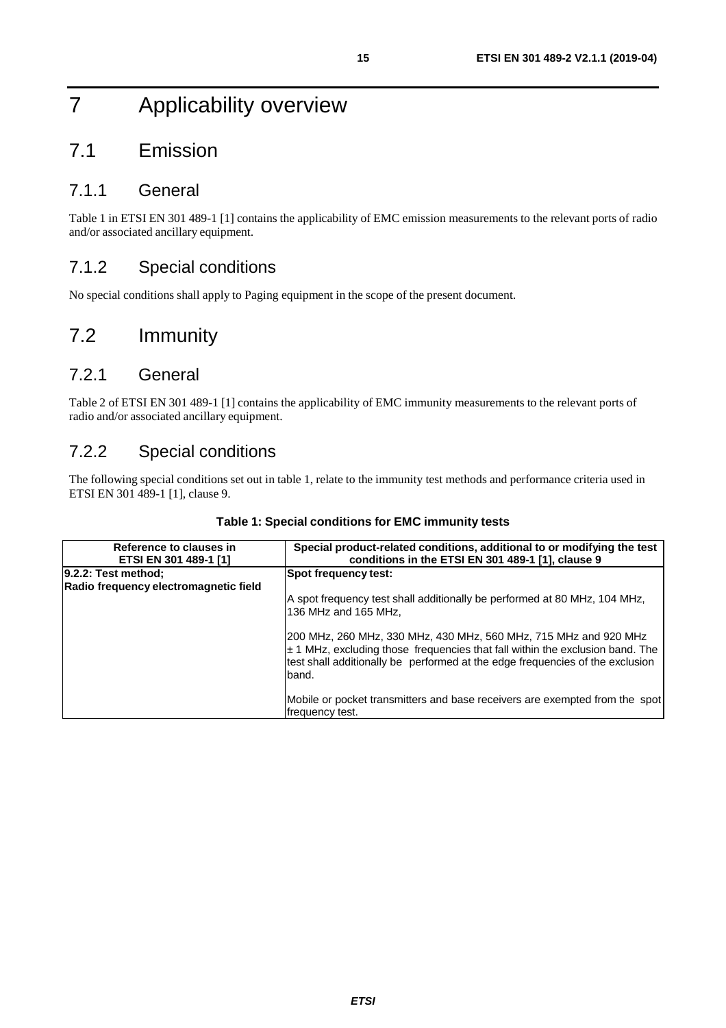# 7 Applicability overview

## 7.1 Emission

### 7.1.1 General

Table 1 in ETSI EN 301 489-1 [1] contains the applicability of EMC emission measurements to the relevant ports of radio and/or associated ancillary equipment.

### 7.1.2 Special conditions

No special conditions shall apply to Paging equipment in the scope of the present document.

## 7.2 Immunity

### 7.2.1 General

Table 2 of ETSI EN 301 489-1 [1] contains the applicability of EMC immunity measurements to the relevant ports of radio and/or associated ancillary equipment.

### 7.2.2 Special conditions

The following special conditions set out in table 1, relate to the immunity test methods and performance criteria used in ETSI EN 301 489-1 [1], clause 9.

**Table 1: Special conditions for EMC immunity tests**

| Reference to clauses in ETSI EN 301 489-1 [1] | Special product-related conditions, additional to or modifying the test conditions in the ETSI EN 301 489-1 [1], clause 9 |
|---|---|
| **9.2.2: Test method; Radio frequency electromagnetic field** | **Spot frequency test:**<br><br>A spot frequency test shall additionally be performed at 80 MHz, 104 MHz, 136 MHz and 165 MHz,<br><br>200 MHz, 260 MHz, 330 MHz, 430 MHz, 560 MHz, 715 MHz and 920 MHz ± 1 MHz, excluding those frequencies that fall within the exclusion band. The test shall additionally be performed at the edge frequencies of the exclusion band.<br><br>Mobile or pocket transmitters and base receivers are exempted from the spot frequency test. |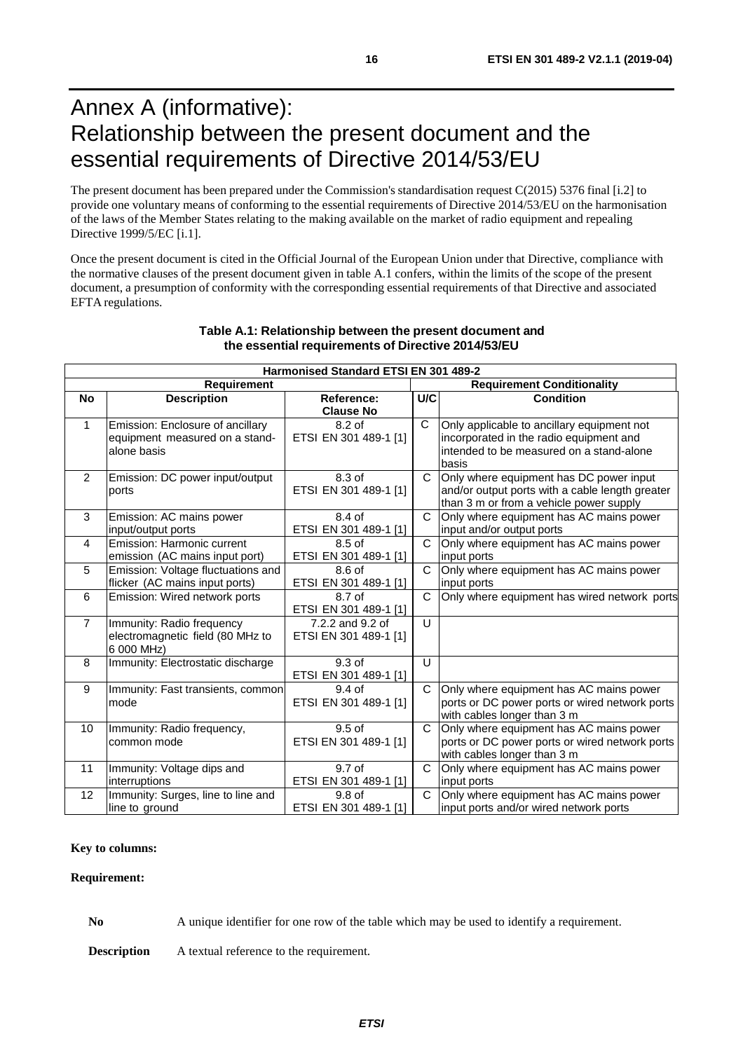# Annex A (informative): Relationship between the present document and the essential requirements of Directive 2014/53/EU

The present document has been prepared under the Commission's standardisation request C(2015) 5376 final [i.2] to provide one voluntary means of conforming to the essential requirements of Directive 2014/53/EU on the harmonisation of the laws of the Member States relating to the making available on the market of radio equipment and repealing Directive 1999/5/EC [i.1].

Once the present document is cited in the Official Journal of the European Union under that Directive, compliance with the normative clauses of the present document given in table A.1 confers, within the limits of the scope of the present document, a presumption of conformity with the corresponding essential requirements of that Directive and associated EFTA regulations.

**Table A.1: Relationship between the present document and the essential requirements of Directive 2014/53/EU**

| Harmonised Standard ETSI EN 301 489-2 | | | | |
|---|---|---|---|---|
| **Requirement** | | | **Requirement Conditionality** | |
| **No** | **Description** | **Reference: Clause No** | **U/C** | **Condition** |
| 1 | Emission: Enclosure of ancillary equipment measured on a stand-alone basis | 8.2 of ETSI EN 301 489-1 [1] | C | Only applicable to ancillary equipment not incorporated in the radio equipment and intended to be measured on a stand-alone basis |
| 2 | Emission: DC power input/output ports | 8.3 of ETSI EN 301 489-1 [1] | C | Only where equipment has DC power input and/or output ports with a cable length greater than 3 m or from a vehicle power supply |
| 3 | Emission: AC mains power input/output ports | 8.4 of ETSI EN 301 489-1 [1] | C | Only where equipment has AC mains power input and/or output ports |
| 4 | Emission: Harmonic current emission (AC mains input port) | 8.5 of ETSI EN 301 489-1 [1] | C | Only where equipment has AC mains power input ports |
| 5 | Emission: Voltage fluctuations and flicker (AC mains input ports) | 8.6 of ETSI EN 301 489-1 [1] | C | Only where equipment has AC mains power input ports |
| 6 | Emission: Wired network ports | 8.7 of ETSI EN 301 489-1 [1] | C | Only where equipment has wired network ports |
| 7 | Immunity: Radio frequency electromagnetic field (80 MHz to 6 000 MHz) | 7.2.2 and 9.2 of ETSI EN 301 489-1 [1] | U | |
| 8 | Immunity: Electrostatic discharge | 9.3 of ETSI EN 301 489-1 [1] | U | |
| 9 | Immunity: Fast transients, common mode | 9.4 of ETSI EN 301 489-1 [1] | C | Only where equipment has AC mains power ports or DC power ports or wired network ports with cables longer than 3 m |
| 10 | Immunity: Radio frequency, common mode | 9.5 of ETSI EN 301 489-1 [1] | C | Only where equipment has AC mains power ports or DC power ports or wired network ports with cables longer than 3 m |
| 11 | Immunity: Voltage dips and interruptions | 9.7 of ETSI EN 301 489-1 [1] | C | Only where equipment has AC mains power input ports |
| 12 | Immunity: Surges, line to line and line to ground | 9.8 of ETSI EN 301 489-1 [1] | C | Only where equipment has AC mains power input ports and/or wired network ports |

**Key to columns:**

**Requirement:**

**No** A unique identifier for one row of the table which may be used to identify a requirement.

**Description** A textual reference to the requirement.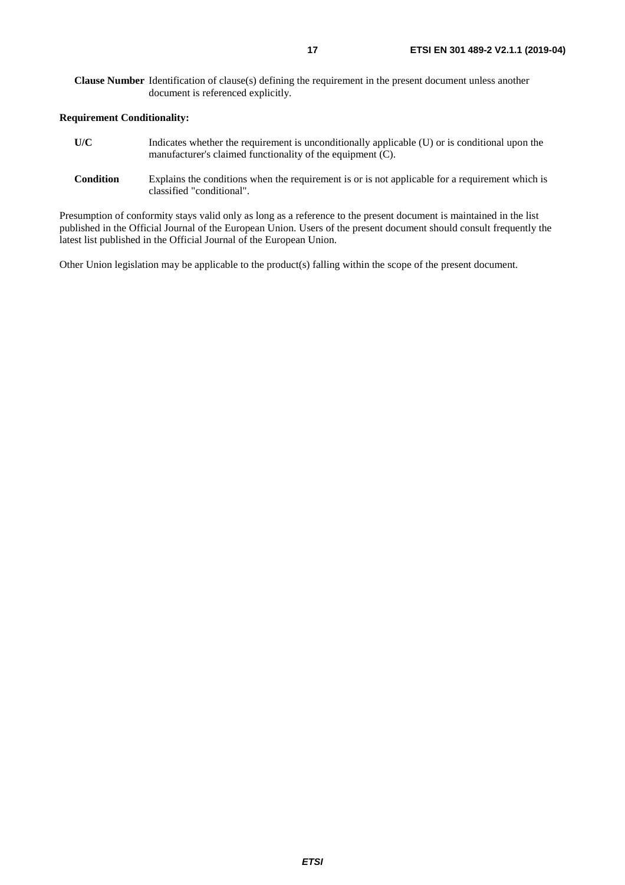**Clause Number** Identification of clause(s) defining the requirement in the present document unless another document is referenced explicitly.

**Requirement Conditionality:**

**U/C** Indicates whether the requirement is unconditionally applicable (U) or is conditional upon the manufacturer's claimed functionality of the equipment (C).

**Condition** Explains the conditions when the requirement is or is not applicable for a requirement which is classified "conditional".

Presumption of conformity stays valid only as long as a reference to the present document is maintained in the list published in the Official Journal of the European Union. Users of the present document should consult frequently the latest list published in the Official Journal of the European Union.

Other Union legislation may be applicable to the product(s) falling within the scope of the present document.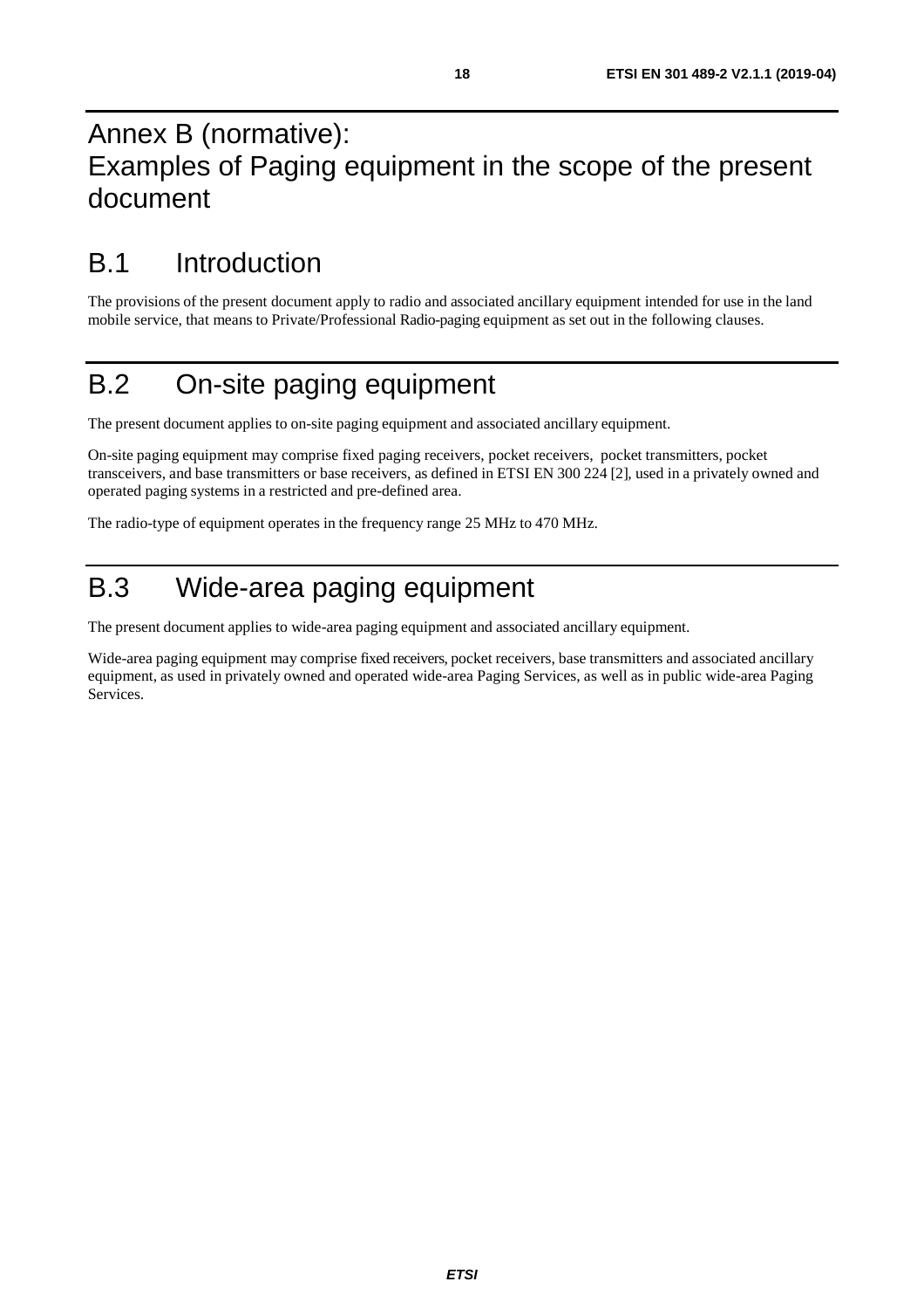# Annex B (normative): Examples of Paging equipment in the scope of the present document

## B.1 Introduction

The provisions of the present document apply to radio and associated ancillary equipment intended for use in the land mobile service, that means to Private/Professional Radio-paging equipment as set out in the following clauses.

## B.2 On-site paging equipment

The present document applies to on-site paging equipment and associated ancillary equipment.

On-site paging equipment may comprise fixed paging receivers, pocket receivers, pocket transmitters, pocket transceivers, and base transmitters or base receivers, as defined in ETSI EN 300 224 [2], used in a privately owned and operated paging systems in a restricted and pre-defined area.

The radio-type of equipment operates in the frequency range 25 MHz to 470 MHz.

## B.3 Wide-area paging equipment

The present document applies to wide-area paging equipment and associated ancillary equipment.

Wide-area paging equipment may comprise fixed receivers, pocket receivers, base transmitters and associated ancillary equipment, as used in privately owned and operated wide-area Paging Services, as well as in public wide-area Paging Services.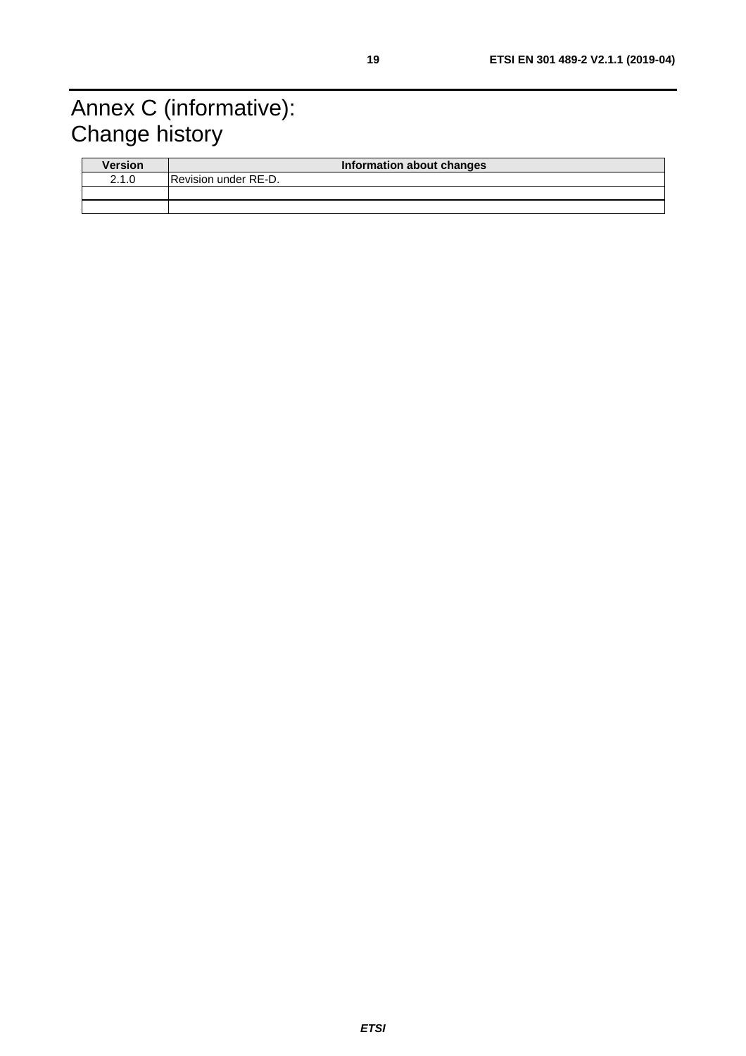# Annex C (informative): Change history

| Version | Information about changes |
|---|---|
| 2.1.0 | Revision under RE-D. |
| | |
| | |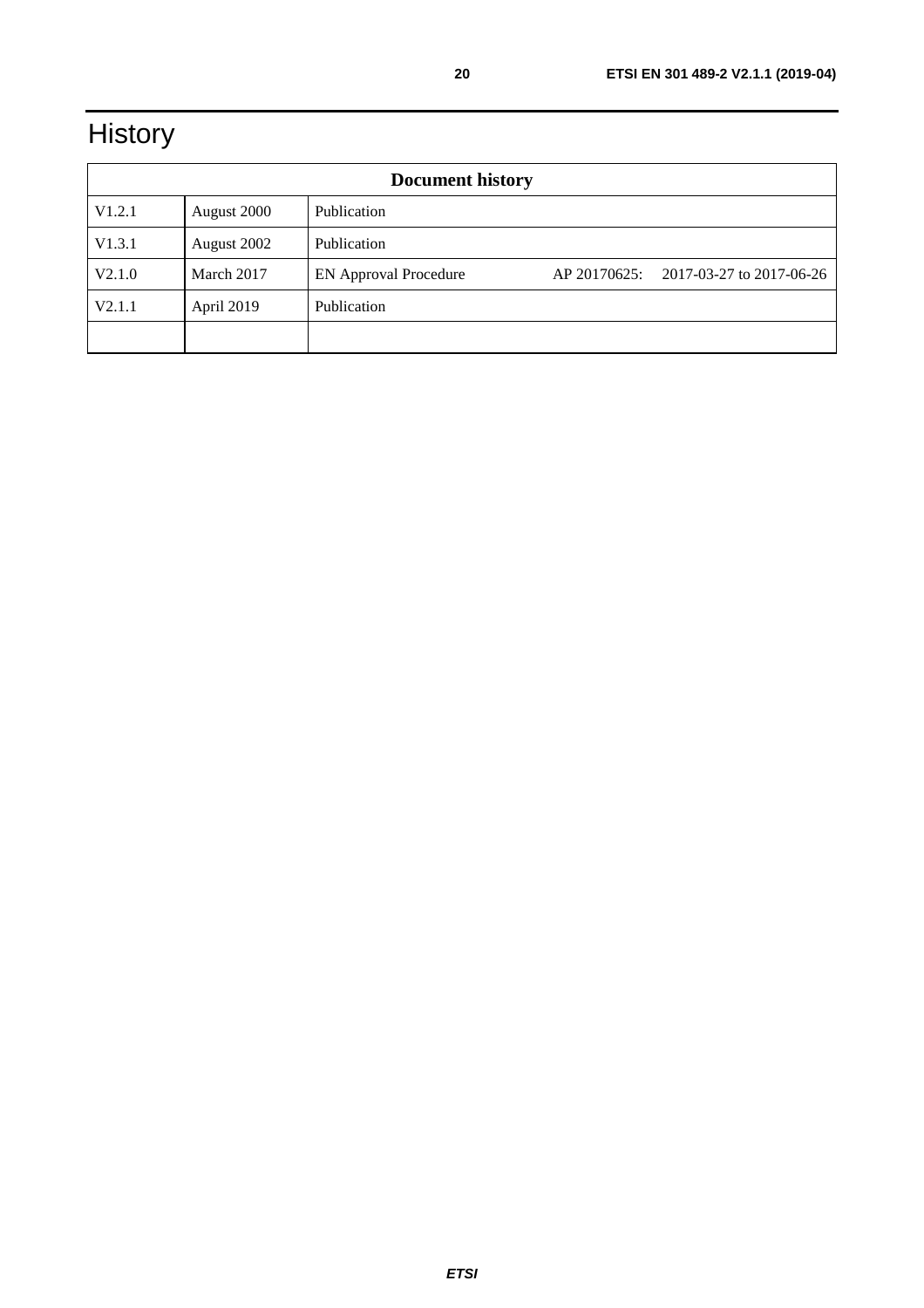# History

| Document history | | | | |
|---|---|---|---|---|
| V1.2.1 | August 2000 | Publication | | |
| V1.3.1 | August 2002 | Publication | | |
| V2.1.0 | March 2017 | EN Approval Procedure | AP 20170625: | 2017-03-27 to 2017-06-26 |
| V2.1.1 | April 2019 | Publication | | |
| | | | | |